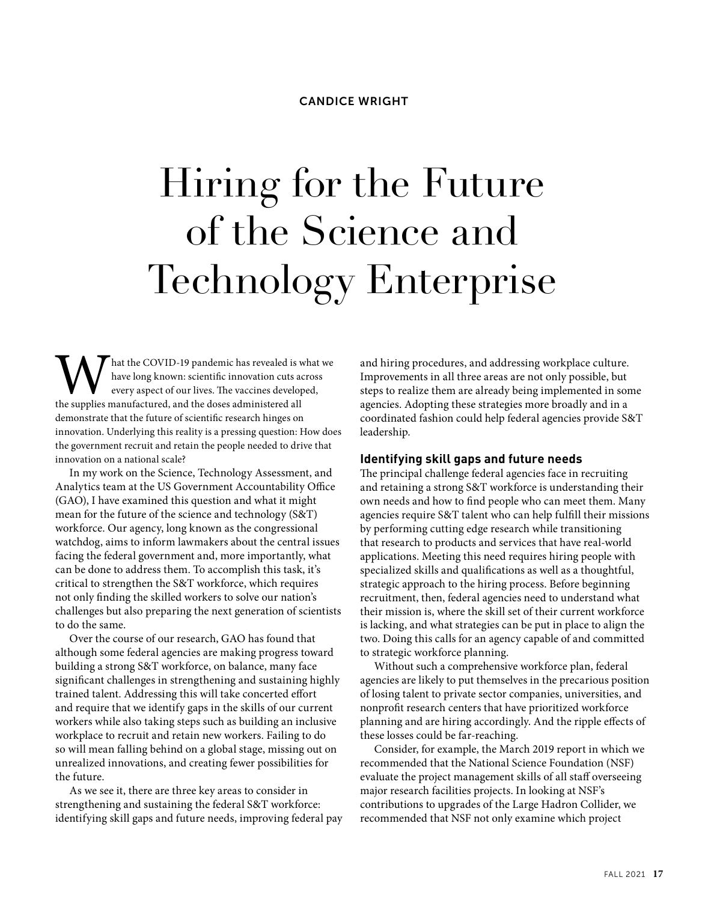CANDICE WRIGHT

# Hiring for the Future of the Science and Technology Enterprise

What the COVID-19 pandemic has revealed is what we have long known: scientific innovation cuts across every aspect of our lives. The vaccines developed, the supplies manufactured, and the doses administered all demonstrate that the future of scientific research hinges on innovation. Underlying this reality is a pressing question: How does the government recruit and retain the people needed to drive that innovation on a national scale?

In my work on the Science, Technology Assessment, and Analytics team at the US Government Accountability Office (GAO), I have examined this question and what it might mean for the future of the science and technology (S&T) workforce. Our agency, long known as the congressional watchdog, aims to inform lawmakers about the central issues facing the federal government and, more importantly, what can be done to address them. To accomplish this task, it's critical to strengthen the S&T workforce, which requires not only finding the skilled workers to solve our nation's challenges but also preparing the next generation of scientists to do the same.

Over the course of our research, GAO has found that although some federal agencies are making progress toward building a strong S&T workforce, on balance, many face significant challenges in strengthening and sustaining highly trained talent. Addressing this will take concerted effort and require that we identify gaps in the skills of our current workers while also taking steps such as building an inclusive workplace to recruit and retain new workers. Failing to do so will mean falling behind on a global stage, missing out on unrealized innovations, and creating fewer possibilities for the future.

As we see it, there are three key areas to consider in strengthening and sustaining the federal S&T workforce: identifying skill gaps and future needs, improving federal pay and hiring procedures, and addressing workplace culture. Improvements in all three areas are not only possible, but steps to realize them are already being implemented in some agencies. Adopting these strategies more broadly and in a coordinated fashion could help federal agencies provide S&T leadership.

## Identifying skill gaps and future needs

The principal challenge federal agencies face in recruiting and retaining a strong S&T workforce is understanding their own needs and how to find people who can meet them. Many agencies require S&T talent who can help fulfill their missions by performing cutting edge research while transitioning that research to products and services that have real-world applications. Meeting this need requires hiring people with specialized skills and qualifications as well as a thoughtful, strategic approach to the hiring process. Before beginning recruitment, then, federal agencies need to understand what their mission is, where the skill set of their current workforce is lacking, and what strategies can be put in place to align the two. Doing this calls for an agency capable of and committed to strategic workforce planning.

Without such a comprehensive workforce plan, federal agencies are likely to put themselves in the precarious position of losing talent to private sector companies, universities, and nonprofit research centers that have prioritized workforce planning and are hiring accordingly. And the ripple effects of these losses could be far-reaching.

Consider, for example, the March 2019 report in which we recommended that the National Science Foundation (NSF) evaluate the project management skills of all staff overseeing major research facilities projects. In looking at NSF's contributions to upgrades of the Large Hadron Collider, we recommended that NSF not only examine which project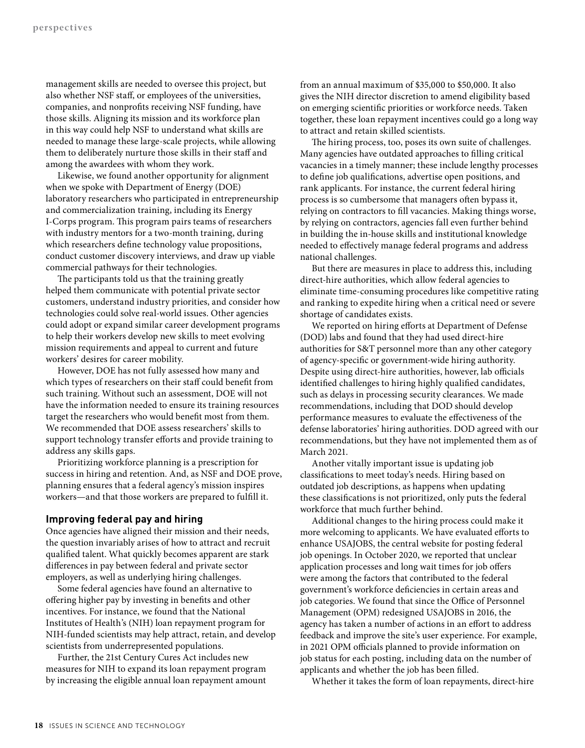management skills are needed to oversee this project, but also whether NSF staff, or employees of the universities, companies, and nonprofits receiving NSF funding, have those skills. Aligning its mission and its workforce plan in this way could help NSF to understand what skills are needed to manage these large-scale projects, while allowing them to deliberately nurture those skills in their staff and among the awardees with whom they work.

Likewise, we found another opportunity for alignment when we spoke with Department of Energy (DOE) laboratory researchers who participated in entrepreneurship and commercialization training, including its Energy I-Corps program. This program pairs teams of researchers with industry mentors for a two-month training, during which researchers define technology value propositions, conduct customer discovery interviews, and draw up viable commercial pathways for their technologies.

The participants told us that the training greatly helped them communicate with potential private sector customers, understand industry priorities, and consider how technologies could solve real-world issues. Other agencies could adopt or expand similar career development programs to help their workers develop new skills to meet evolving mission requirements and appeal to current and future workers' desires for career mobility.

However, DOE has not fully assessed how many and which types of researchers on their staff could benefit from such training. Without such an assessment, DOE will not have the information needed to ensure its training resources target the researchers who would benefit most from them. We recommended that DOE assess researchers' skills to support technology transfer efforts and provide training to address any skills gaps.

Prioritizing workforce planning is a prescription for success in hiring and retention. And, as NSF and DOE prove, planning ensures that a federal agency's mission inspires workers—and that those workers are prepared to fulfill it.

## Improving federal pay and hiring

Once agencies have aligned their mission and their needs, the question invariably arises of how to attract and recruit qualified talent. What quickly becomes apparent are stark differences in pay between federal and private sector employers, as well as underlying hiring challenges.

Some federal agencies have found an alternative to offering higher pay by investing in benefits and other incentives. For instance, we found that the National Institutes of Health's (NIH) loan repayment program for NIH-funded scientists may help attract, retain, and develop scientists from underrepresented populations.

Further, the 21st Century Cures Act includes new measures for NIH to expand its loan repayment program by increasing the eligible annual loan repayment amount from an annual maximum of $35,000 to $50,000. It also gives the NIH director discretion to amend eligibility based on emerging scientific priorities or workforce needs. Taken together, these loan repayment incentives could go a long way to attract and retain skilled scientists.

The hiring process, too, poses its own suite of challenges. Many agencies have outdated approaches to filling critical vacancies in a timely manner; these include lengthy processes to define job qualifications, advertise open positions, and rank applicants. For instance, the current federal hiring process is so cumbersome that managers often bypass it, relying on contractors to fill vacancies. Making things worse, by relying on contractors, agencies fall even further behind in building the in-house skills and institutional knowledge needed to effectively manage federal programs and address national challenges.

But there are measures in place to address this, including direct-hire authorities, which allow federal agencies to eliminate time-consuming procedures like competitive rating and ranking to expedite hiring when a critical need or severe shortage of candidates exists.

We reported on hiring efforts at Department of Defense (DOD) labs and found that they had used direct-hire authorities for S&T personnel more than any other category of agency-specific or government-wide hiring authority. Despite using direct-hire authorities, however, lab officials identified challenges to hiring highly qualified candidates, such as delays in processing security clearances. We made recommendations, including that DOD should develop performance measures to evaluate the effectiveness of the defense laboratories' hiring authorities. DOD agreed with our recommendations, but they have not implemented them as of March 2021.

Another vitally important issue is updating job classifications to meet today's needs. Hiring based on outdated job descriptions, as happens when updating these classifications is not prioritized, only puts the federal workforce that much further behind.

Additional changes to the hiring process could make it more welcoming to applicants. We have evaluated efforts to enhance USAJOBS, the central website for posting federal job openings. In October 2020, we reported that unclear application processes and long wait times for job offers were among the factors that contributed to the federal government's workforce deficiencies in certain areas and job categories. We found that since the Office of Personnel Management (OPM) redesigned USAJOBS in 2016, the agency has taken a number of actions in an effort to address feedback and improve the site's user experience. For example, in 2021 OPM officials planned to provide information on job status for each posting, including data on the number of applicants and whether the job has been filled.

Whether it takes the form of loan repayments, direct-hire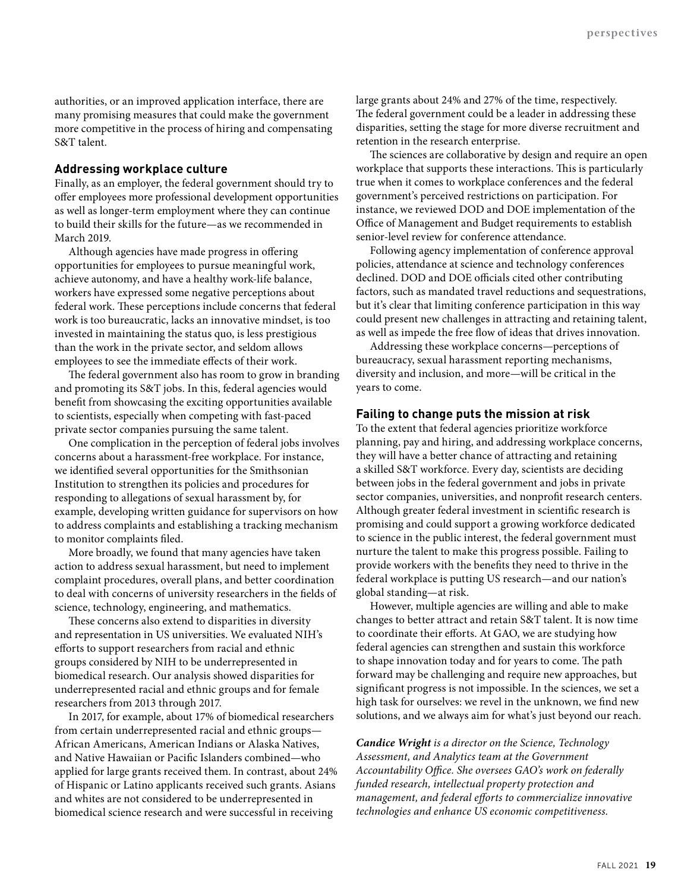authorities, or an improved application interface, there are many promising measures that could make the government more competitive in the process of hiring and compensating S&T talent.

### Addressing workplace culture

Finally, as an employer, the federal government should try to offer employees more professional development opportunities as well as longer-term employment where they can continue to build their skills for the future—as we recommended in March 2019.

Although agencies have made progress in offering opportunities for employees to pursue meaningful work, achieve autonomy, and have a healthy work-life balance, workers have expressed some negative perceptions about federal work. These perceptions include concerns that federal work is too bureaucratic, lacks an innovative mindset, is too invested in maintaining the status quo, is less prestigious than the work in the private sector, and seldom allows employees to see the immediate effects of their work.

The federal government also has room to grow in branding and promoting its S&T jobs. In this, federal agencies would benefit from showcasing the exciting opportunities available to scientists, especially when competing with fast-paced private sector companies pursuing the same talent.

One complication in the perception of federal jobs involves concerns about a harassment-free workplace. For instance, we identified several opportunities for the Smithsonian Institution to strengthen its policies and procedures for responding to allegations of sexual harassment by, for example, developing written guidance for supervisors on how to address complaints and establishing a tracking mechanism to monitor complaints filed.

More broadly, we found that many agencies have taken action to address sexual harassment, but need to implement complaint procedures, overall plans, and better coordination to deal with concerns of university researchers in the fields of science, technology, engineering, and mathematics.

These concerns also extend to disparities in diversity and representation in US universities. We evaluated NIH's efforts to support researchers from racial and ethnic groups considered by NIH to be underrepresented in biomedical research. Our analysis showed disparities for underrepresented racial and ethnic groups and for female researchers from 2013 through 2017.

In 2017, for example, about 17% of biomedical researchers from certain underrepresented racial and ethnic groups—African Americans, American Indians or Alaska Natives, and Native Hawaiian or Pacific Islanders combined—who applied for large grants received them. In contrast, about 24% of Hispanic or Latino applicants received such grants. Asians and whites are not considered to be underrepresented in biomedical science research and were successful in receiving large grants about 24% and 27% of the time, respectively. The federal government could be a leader in addressing these disparities, setting the stage for more diverse recruitment and retention in the research enterprise.

The sciences are collaborative by design and require an open workplace that supports these interactions. This is particularly true when it comes to workplace conferences and the federal government's perceived restrictions on participation. For instance, we reviewed DOD and DOE implementation of the Office of Management and Budget requirements to establish senior-level review for conference attendance.

Following agency implementation of conference approval policies, attendance at science and technology conferences declined. DOD and DOE officials cited other contributing factors, such as mandated travel reductions and sequestrations, but it's clear that limiting conference participation in this way could present new challenges in attracting and retaining talent, as well as impede the free flow of ideas that drives innovation.

Addressing these workplace concerns—perceptions of bureaucracy, sexual harassment reporting mechanisms, diversity and inclusion, and more—will be critical in the years to come.

### Failing to change puts the mission at risk

To the extent that federal agencies prioritize workforce planning, pay and hiring, and addressing workplace concerns, they will have a better chance of attracting and retaining a skilled S&T workforce. Every day, scientists are deciding between jobs in the federal government and jobs in private sector companies, universities, and nonprofit research centers. Although greater federal investment in scientific research is promising and could support a growing workforce dedicated to science in the public interest, the federal government must nurture the talent to make this progress possible. Failing to provide workers with the benefits they need to thrive in the federal workplace is putting US research—and our nation's global standing—at risk.

However, multiple agencies are willing and able to make changes to better attract and retain S&T talent. It is now time to coordinate their efforts. At GAO, we are studying how federal agencies can strengthen and sustain this workforce to shape innovation today and for years to come. The path forward may be challenging and require new approaches, but significant progress is not impossible. In the sciences, we set a high task for ourselves: we revel in the unknown, we find new solutions, and we always aim for what's just beyond our reach.

***Candice Wright** is a director on the Science, Technology Assessment, and Analytics team at the Government Accountability Office. She oversees GAO's work on federally funded research, intellectual property protection and management, and federal efforts to commercialize innovative technologies and enhance US economic competitiveness.*